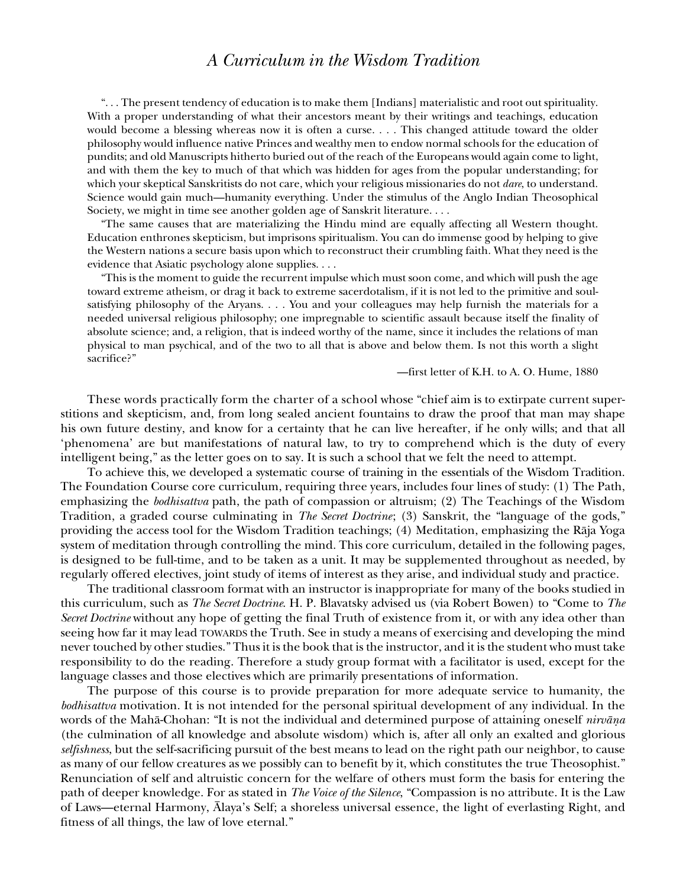# A Curriculum in the Wisdom Tradition

> ". . . The present tendency of education is to make them [Indians] materialistic and root out spirituality. With a proper understanding of what their ancestors meant by their writings and teachings, education would become a blessing whereas now it is often a curse. . . . This changed attitude toward the older philosophy would influence native Princes and wealthy men to endow normal schools for the education of pundits; and old Manuscripts hitherto buried out of the reach of the Europeans would again come to light, and with them the key to much of that which was hidden for ages from the popular understanding; for which your skeptical Sanskritists do not care, which your religious missionaries do not *dare*, to understand. Science would gain much—humanity everything. Under the stimulus of the Anglo Indian Theosophical Society, we might in time see another golden age of Sanskrit literature. . . .
>
> "The same causes that are materializing the Hindu mind are equally affecting all Western thought. Education enthrones skepticism, but imprisons spiritualism. You can do immense good by helping to give the Western nations a secure basis upon which to reconstruct their crumbling faith. What they need is the evidence that Asiatic psychology alone supplies. . . .
>
> "This is the moment to guide the recurrent impulse which must soon come, and which will push the age toward extreme atheism, or drag it back to extreme sacerdotalism, if it is not led to the primitive and soul-satisfying philosophy of the Aryans. . . . You and your colleagues may help furnish the materials for a needed universal religious philosophy; one impregnable to scientific assault because itself the finality of absolute science; and, a religion, that is indeed worthy of the name, since it includes the relations of man physical to man psychical, and of the two to all that is above and below them. Is not this worth a slight sacrifice?"
>
> —first letter of K.H. to A. O. Hume, 1880

These words practically form the charter of a school whose "chief aim is to extirpate current superstitions and skepticism, and, from long sealed ancient fountains to draw the proof that man may shape his own future destiny, and know for a certainty that he can live hereafter, if he only wills; and that all 'phenomena' are but manifestations of natural law, to try to comprehend which is the duty of every intelligent being," as the letter goes on to say. It is such a school that we felt the need to attempt.

To achieve this, we developed a systematic course of training in the essentials of the Wisdom Tradition. The Foundation Course core curriculum, requiring three years, includes four lines of study: (1) The Path, emphasizing the *bodhisattva* path, the path of compassion or altruism; (2) The Teachings of the Wisdom Tradition, a graded course culminating in *The Secret Doctrine*; (3) Sanskrit, the "language of the gods," providing the access tool for the Wisdom Tradition teachings; (4) Meditation, emphasizing the Rāja Yoga system of meditation through controlling the mind. This core curriculum, detailed in the following pages, is designed to be full-time, and to be taken as a unit. It may be supplemented throughout as needed, by regularly offered electives, joint study of items of interest as they arise, and individual study and practice.

The traditional classroom format with an instructor is inappropriate for many of the books studied in this curriculum, such as *The Secret Doctrine*. H. P. Blavatsky advised us (via Robert Bowen) to "Come to *The Secret Doctrine* without any hope of getting the final Truth of existence from it, or with any idea other than seeing how far it may lead TOWARDS the Truth. See in study a means of exercising and developing the mind never touched by other studies." Thus it is the book that is the instructor, and it is the student who must take responsibility to do the reading. Therefore a study group format with a facilitator is used, except for the language classes and those electives which are primarily presentations of information.

The purpose of this course is to provide preparation for more adequate service to humanity, the *bodhisattva* motivation. It is not intended for the personal spiritual development of any individual. In the words of the Mahā-Chohan: "It is not the individual and determined purpose of attaining oneself *nirvāṇa* (the culmination of all knowledge and absolute wisdom) which is, after all only an exalted and glorious *selfishness*, but the self-sacrificing pursuit of the best means to lead on the right path our neighbor, to cause as many of our fellow creatures as we possibly can to benefit by it, which constitutes the true Theosophist." Renunciation of self and altruistic concern for the welfare of others must form the basis for entering the path of deeper knowledge. For as stated in *The Voice of the Silence*, "Compassion is no attribute. It is the Law of Laws—eternal Harmony, Ālaya's Self; a shoreless universal essence, the light of everlasting Right, and fitness of all things, the law of love eternal."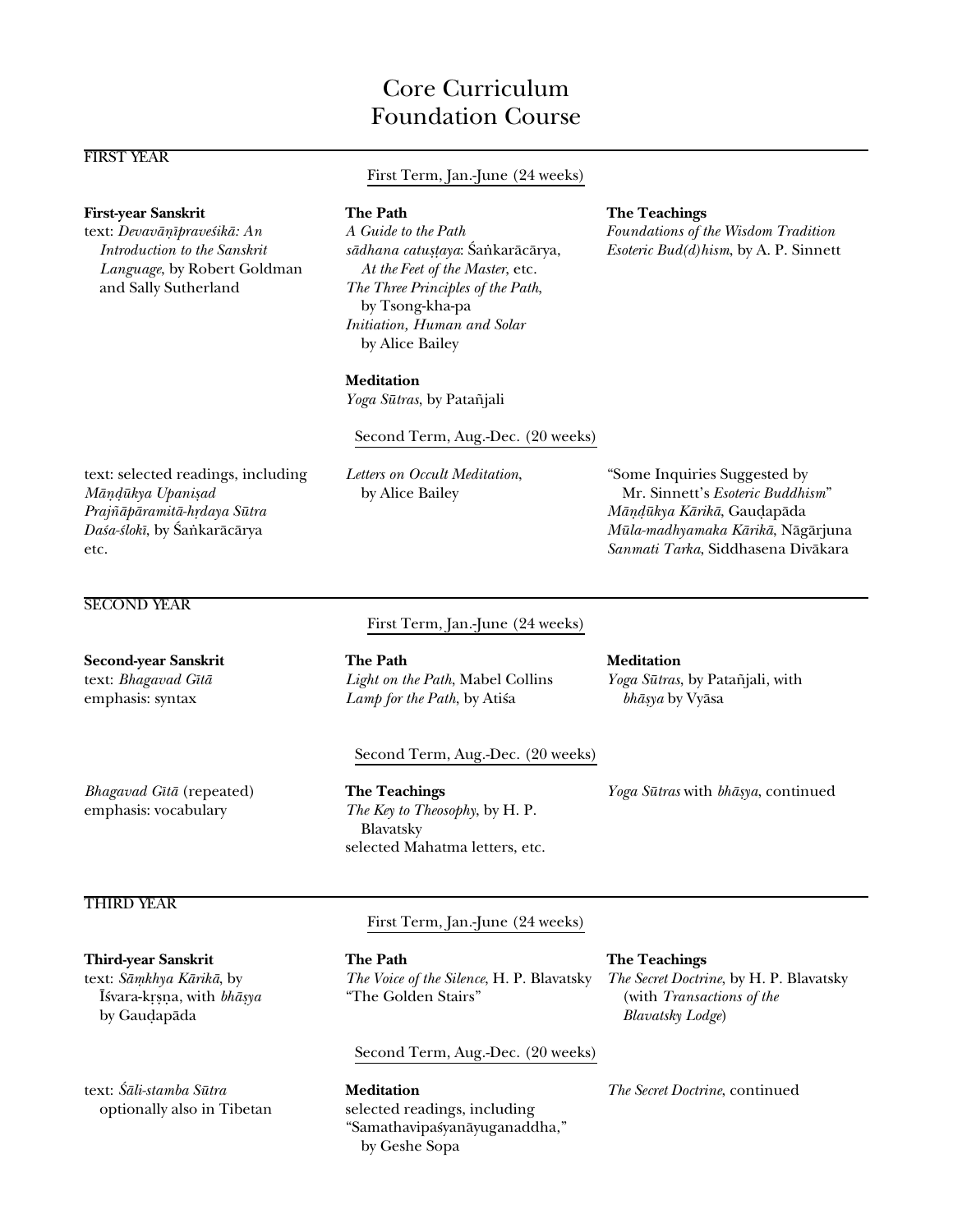# Core Curriculum
# Foundation Course

## FIRST YEAR

### First Term, Jan.-June (24 weeks)

**First-year Sanskrit**
text: *Devavāṇīpraveśikā: An Introduction to the Sanskrit Language*, by Robert Goldman and Sally Sutherland

**The Path**
*A Guide to the Path*
*sādhana catuṣṭaya*: Śaṅkarācārya, *At the Feet of the Master*, etc.
*The Three Principles of the Path*, by Tsong-kha-pa
*Initiation, Human and Solar* by Alice Bailey

**Meditation**
*Yoga Sūtras*, by Patañjali

**The Teachings**
*Foundations of the Wisdom Tradition*
*Esoteric Bud(d)hism*, by A. P. Sinnett

### Second Term, Aug.-Dec. (20 weeks)

text: selected readings, including
*Māṇḍūkya Upaniṣad*
*Prajñāpāramitā-hṛdaya Sūtra*
*Daśa-ślokī*, by Śaṅkarācārya
etc.

*Letters on Occult Meditation*, by Alice Bailey

"Some Inquiries Suggested by Mr. Sinnett's *Esoteric Buddhism*"
*Māṇḍūkya Kārikā*, Gauḍapāda
*Mūla-madhyamaka Kārikā*, Nāgārjuna
*Sanmati Tarka*, Siddhasena Divākara

## SECOND YEAR

### First Term, Jan.-June (24 weeks)

**Second-year Sanskrit**
text: *Bhagavad Gītā*
emphasis: syntax

**The Path**
*Light on the Path*, Mabel Collins
*Lamp for the Path*, by Atiśa

**Meditation**
*Yoga Sūtras*, by Patañjali, with *bhāṣya* by Vyāsa

### Second Term, Aug.-Dec. (20 weeks)

*Bhagavad Gītā* (repeated)
emphasis: vocabulary

**The Teachings**
*The Key to Theosophy*, by H. P. Blavatsky
selected Mahatma letters, etc.

*Yoga Sūtras* with *bhāṣya*, continued

## THIRD YEAR

### First Term, Jan.-June (24 weeks)

**Third-year Sanskrit**
text: *Sāṃkhya Kārikā*, by Īśvara-kṛṣṇa, with *bhāṣya* by Gauḍapāda

**The Path**
*The Voice of the Silence*, H. P. Blavatsky
"The Golden Stairs"

**The Teachings**
*The Secret Doctrine*, by H. P. Blavatsky (with *Transactions of the Blavatsky Lodge*)

### Second Term, Aug.-Dec. (20 weeks)

text: *Śāli-stamba Sūtra*
optionally also in Tibetan

**Meditation**
selected readings, including "Samathavipaśyanāyuganaddha," by Geshe Sopa

*The Secret Doctrine*, continued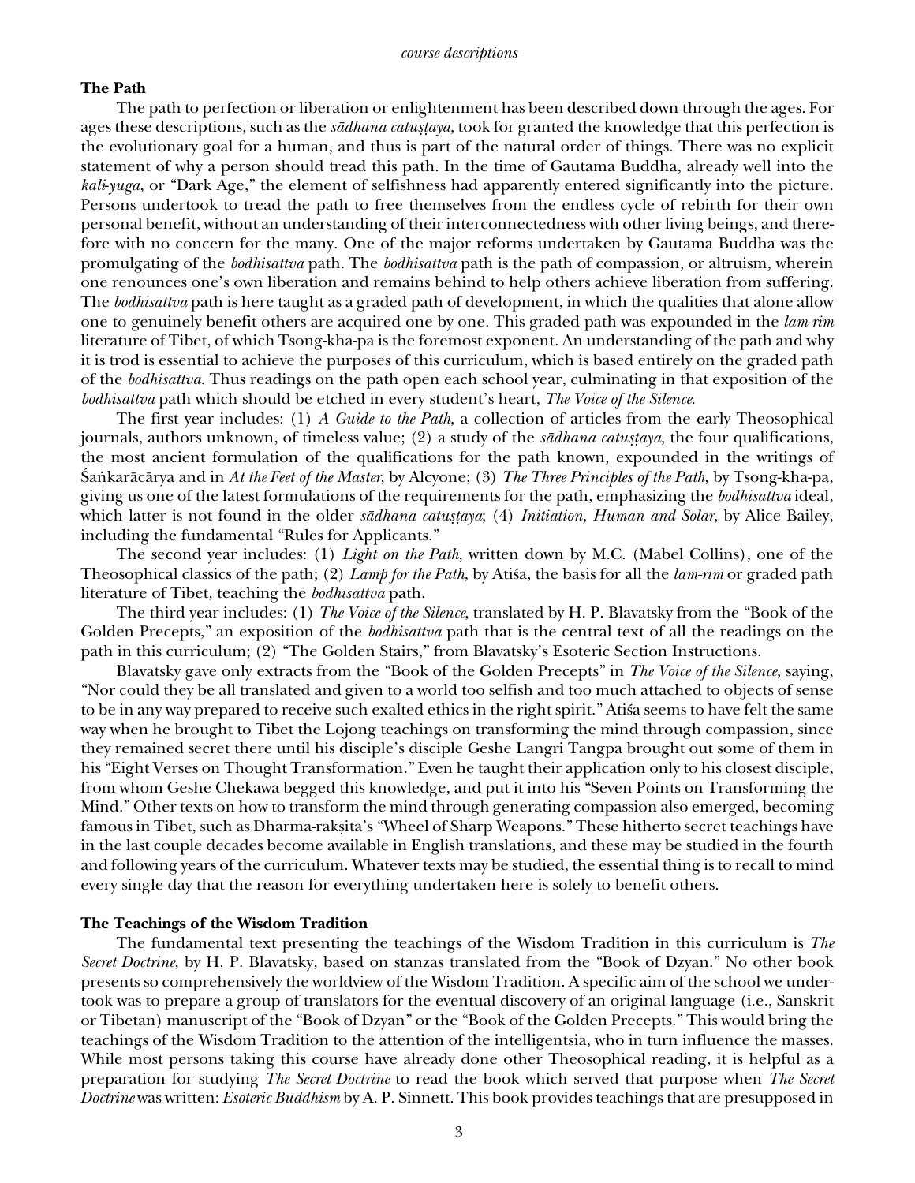**The Path**

The path to perfection or liberation or enlightenment has been described down through the ages. For ages these descriptions, such as the *sādhana catuṣṭaya*, took for granted the knowledge that this perfection is the evolutionary goal for a human, and thus is part of the natural order of things. There was no explicit statement of why a person should tread this path. In the time of Gautama Buddha, already well into the *kali-yuga*, or "Dark Age," the element of selfishness had apparently entered significantly into the picture. Persons undertook to tread the path to free themselves from the endless cycle of rebirth for their own personal benefit, without an understanding of their interconnectedness with other living beings, and therefore with no concern for the many. One of the major reforms undertaken by Gautama Buddha was the promulgating of the *bodhisattva* path. The *bodhisattva* path is the path of compassion, or altruism, wherein one renounces one's own liberation and remains behind to help others achieve liberation from suffering. The *bodhisattva* path is here taught as a graded path of development, in which the qualities that alone allow one to genuinely benefit others are acquired one by one. This graded path was expounded in the *lam-rim* literature of Tibet, of which Tsong-kha-pa is the foremost exponent. An understanding of the path and why it is trod is essential to achieve the purposes of this curriculum, which is based entirely on the graded path of the *bodhisattva*. Thus readings on the path open each school year, culminating in that exposition of the *bodhisattva* path which should be etched in every student's heart, *The Voice of the Silence*.

The first year includes: (1) *A Guide to the Path*, a collection of articles from the early Theosophical journals, authors unknown, of timeless value; (2) a study of the *sādhana catuṣṭaya*, the four qualifications, the most ancient formulation of the qualifications for the path known, expounded in the writings of Śaṅkarācārya and in *At the Feet of the Master*, by Alcyone; (3) *The Three Principles of the Path*, by Tsong-kha-pa, giving us one of the latest formulations of the requirements for the path, emphasizing the *bodhisattva* ideal, which latter is not found in the older *sādhana catuṣṭaya*; (4) *Initiation, Human and Solar*, by Alice Bailey, including the fundamental "Rules for Applicants."

The second year includes: (1) *Light on the Path*, written down by M.C. (Mabel Collins), one of the Theosophical classics of the path; (2) *Lamp for the Path*, by Atiśa, the basis for all the *lam-rim* or graded path literature of Tibet, teaching the *bodhisattva* path.

The third year includes: (1) *The Voice of the Silence*, translated by H. P. Blavatsky from the "Book of the Golden Precepts," an exposition of the *bodhisattva* path that is the central text of all the readings on the path in this curriculum; (2) "The Golden Stairs," from Blavatsky's Esoteric Section Instructions.

Blavatsky gave only extracts from the "Book of the Golden Precepts" in *The Voice of the Silence*, saying, "Nor could they be all translated and given to a world too selfish and too much attached to objects of sense to be in any way prepared to receive such exalted ethics in the right spirit." Atiśa seems to have felt the same way when he brought to Tibet the Lojong teachings on transforming the mind through compassion, since they remained secret there until his disciple's disciple Geshe Langri Tangpa brought out some of them in his "Eight Verses on Thought Transformation." Even he taught their application only to his closest disciple, from whom Geshe Chekawa begged this knowledge, and put it into his "Seven Points on Transforming the Mind." Other texts on how to transform the mind through generating compassion also emerged, becoming famous in Tibet, such as Dharma-rakṣita's "Wheel of Sharp Weapons." These hitherto secret teachings have in the last couple decades become available in English translations, and these may be studied in the fourth and following years of the curriculum. Whatever texts may be studied, the essential thing is to recall to mind every single day that the reason for everything undertaken here is solely to benefit others.

**The Teachings of the Wisdom Tradition**

The fundamental text presenting the teachings of the Wisdom Tradition in this curriculum is *The Secret Doctrine*, by H. P. Blavatsky, based on stanzas translated from the "Book of Dzyan." No other book presents so comprehensively the worldview of the Wisdom Tradition. A specific aim of the school we undertook was to prepare a group of translators for the eventual discovery of an original language (i.e., Sanskrit or Tibetan) manuscript of the "Book of Dzyan" or the "Book of the Golden Precepts." This would bring the teachings of the Wisdom Tradition to the attention of the intelligentsia, who in turn influence the masses. While most persons taking this course have already done other Theosophical reading, it is helpful as a preparation for studying *The Secret Doctrine* to read the book which served that purpose when *The Secret Doctrine* was written: *Esoteric Buddhism* by A. P. Sinnett. This book provides teachings that are presupposed in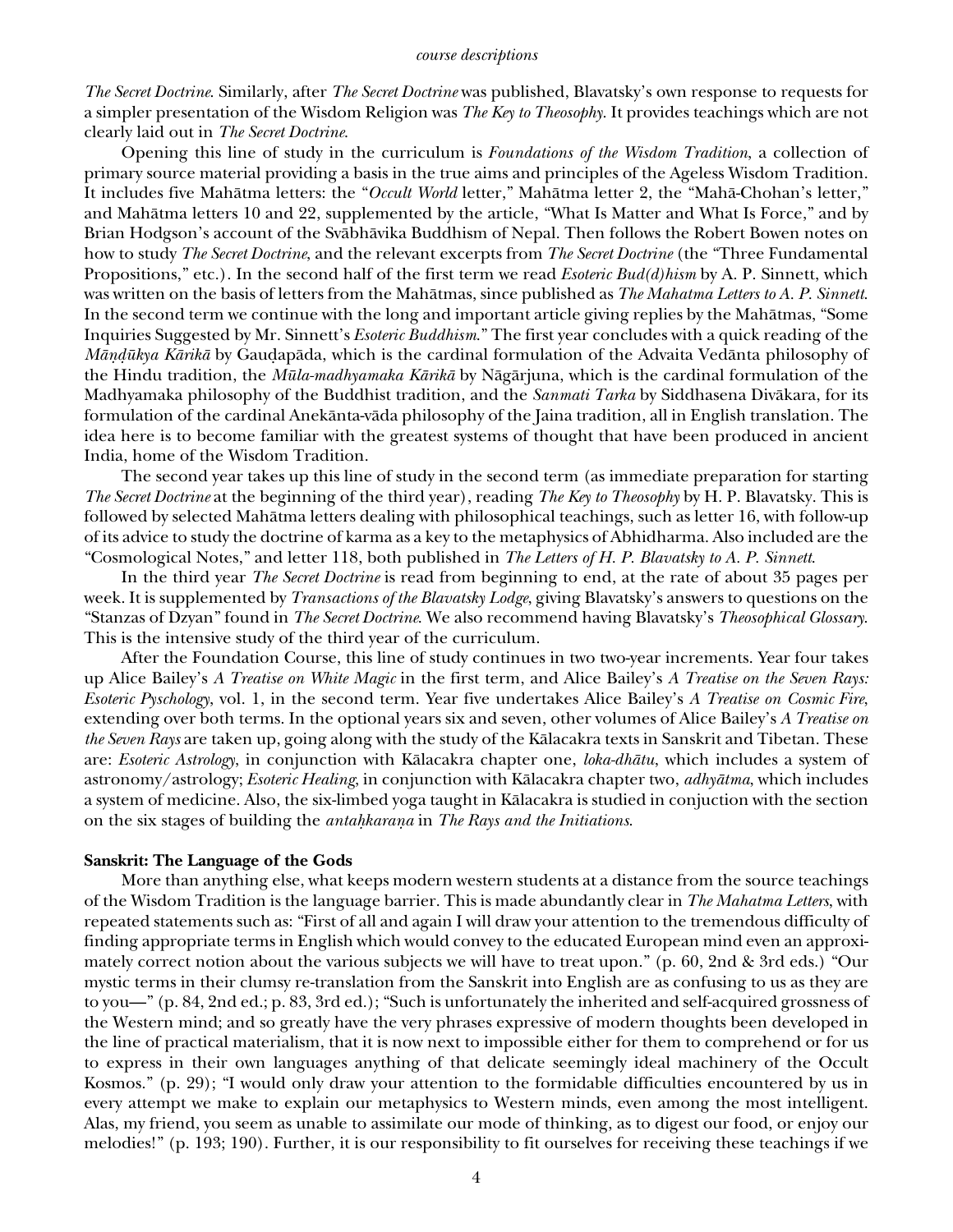*The Secret Doctrine*. Similarly, after *The Secret Doctrine* was published, Blavatsky's own response to requests for a simpler presentation of the Wisdom Religion was *The Key to Theosophy*. It provides teachings which are not clearly laid out in *The Secret Doctrine*.

Opening this line of study in the curriculum is *Foundations of the Wisdom Tradition*, a collection of primary source material providing a basis in the true aims and principles of the Ageless Wisdom Tradition. It includes five Mahātma letters: the "*Occult World* letter," Mahātma letter 2, the "Mahā-Chohan's letter," and Mahātma letters 10 and 22, supplemented by the article, "What Is Matter and What Is Force," and by Brian Hodgson's account of the Svābhāvika Buddhism of Nepal. Then follows the Robert Bowen notes on how to study *The Secret Doctrine*, and the relevant excerpts from *The Secret Doctrine* (the "Three Fundamental Propositions," etc.). In the second half of the first term we read *Esoteric Bud(d)hism* by A. P. Sinnett, which was written on the basis of letters from the Mahātmas, since published as *The Mahatma Letters to A. P. Sinnett*. In the second term we continue with the long and important article giving replies by the Mahātmas, "Some Inquiries Suggested by Mr. Sinnett's *Esoteric Buddhism*." The first year concludes with a quick reading of the *Māṇḍūkya Kārikā* by Gauḍapāda, which is the cardinal formulation of the Advaita Vedānta philosophy of the Hindu tradition, the *Mūla-madhyamaka Kārikā* by Nāgārjuna, which is the cardinal formulation of the Madhyamaka philosophy of the Buddhist tradition, and the *Sanmati Tarka* by Siddhasena Divākara, for its formulation of the cardinal Anekānta-vāda philosophy of the Jaina tradition, all in English translation. The idea here is to become familiar with the greatest systems of thought that have been produced in ancient India, home of the Wisdom Tradition.

The second year takes up this line of study in the second term (as immediate preparation for starting *The Secret Doctrine* at the beginning of the third year), reading *The Key to Theosophy* by H. P. Blavatsky. This is followed by selected Mahātma letters dealing with philosophical teachings, such as letter 16, with follow-up of its advice to study the doctrine of karma as a key to the metaphysics of Abhidharma. Also included are the "Cosmological Notes," and letter 118, both published in *The Letters of H. P. Blavatsky to A. P. Sinnett*.

In the third year *The Secret Doctrine* is read from beginning to end, at the rate of about 35 pages per week. It is supplemented by *Transactions of the Blavatsky Lodge*, giving Blavatsky's answers to questions on the "Stanzas of Dzyan" found in *The Secret Doctrine*. We also recommend having Blavatsky's *Theosophical Glossary*. This is the intensive study of the third year of the curriculum.

After the Foundation Course, this line of study continues in two two-year increments. Year four takes up Alice Bailey's *A Treatise on White Magic* in the first term, and Alice Bailey's *A Treatise on the Seven Rays: Esoteric Pyschology*, vol. 1, in the second term. Year five undertakes Alice Bailey's *A Treatise on Cosmic Fire*, extending over both terms. In the optional years six and seven, other volumes of Alice Bailey's *A Treatise on the Seven Rays* are taken up, going along with the study of the Kālacakra texts in Sanskrit and Tibetan. These are: *Esoteric Astrology*, in conjunction with Kālacakra chapter one, *loka-dhātu*, which includes a system of astronomy/astrology; *Esoteric Healing*, in conjunction with Kālacakra chapter two, *adhyātma*, which includes a system of medicine. Also, the six-limbed yoga taught in Kālacakra is studied in conjuction with the section on the six stages of building the *antaḥkaraṇa* in *The Rays and the Initiations*.

**Sanskrit: The Language of the Gods**

More than anything else, what keeps modern western students at a distance from the source teachings of the Wisdom Tradition is the language barrier. This is made abundantly clear in *The Mahatma Letters*, with repeated statements such as: "First of all and again I will draw your attention to the tremendous difficulty of finding appropriate terms in English which would convey to the educated European mind even an approximately correct notion about the various subjects we will have to treat upon." (p. 60, 2nd & 3rd eds.) "Our mystic terms in their clumsy re-translation from the Sanskrit into English are as confusing to us as they are to you—" (p. 84, 2nd ed.; p. 83, 3rd ed.); "Such is unfortunately the inherited and self-acquired grossness of the Western mind; and so greatly have the very phrases expressive of modern thoughts been developed in the line of practical materialism, that it is now next to impossible either for them to comprehend or for us to express in their own languages anything of that delicate seemingly ideal machinery of the Occult Kosmos." (p. 29); "I would only draw your attention to the formidable difficulties encountered by us in every attempt we make to explain our metaphysics to Western minds, even among the most intelligent. Alas, my friend, you seem as unable to assimilate our mode of thinking, as to digest our food, or enjoy our melodies!" (p. 193; 190). Further, it is our responsibility to fit ourselves for receiving these teachings if we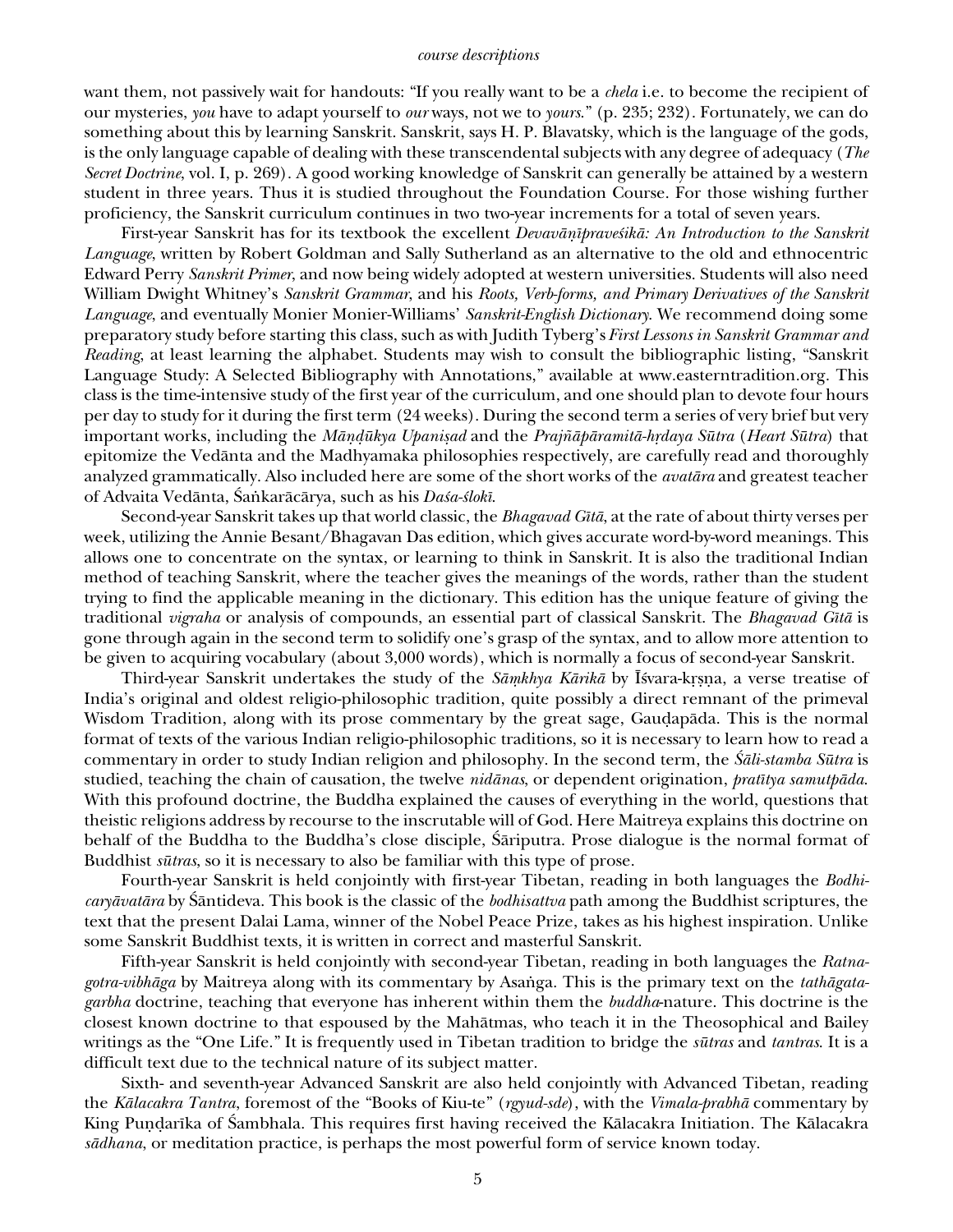want them, not passively wait for handouts: "If you really want to be a *chela* i.e. to become the recipient of our mysteries, *you* have to adapt yourself to *our* ways, not we to *yours*." (p. 235; 232). Fortunately, we can do something about this by learning Sanskrit. Sanskrit, says H. P. Blavatsky, which is the language of the gods, is the only language capable of dealing with these transcendental subjects with any degree of adequacy (*The Secret Doctrine*, vol. I, p. 269). A good working knowledge of Sanskrit can generally be attained by a western student in three years. Thus it is studied throughout the Foundation Course. For those wishing further proficiency, the Sanskrit curriculum continues in two two-year increments for a total of seven years.

First-year Sanskrit has for its textbook the excellent *Devavāṇīpraveśikā: An Introduction to the Sanskrit Language*, written by Robert Goldman and Sally Sutherland as an alternative to the old and ethnocentric Edward Perry *Sanskrit Primer*, and now being widely adopted at western universities. Students will also need William Dwight Whitney's *Sanskrit Grammar*, and his *Roots, Verb-forms, and Primary Derivatives of the Sanskrit Language*, and eventually Monier Monier-Williams' *Sanskrit-English Dictionary*. We recommend doing some preparatory study before starting this class, such as with Judith Tyberg's *First Lessons in Sanskrit Grammar and Reading*, at least learning the alphabet. Students may wish to consult the bibliographic listing, "Sanskrit Language Study: A Selected Bibliography with Annotations," available at www.easterntradition.org. This class is the time-intensive study of the first year of the curriculum, and one should plan to devote four hours per day to study for it during the first term (24 weeks). During the second term a series of very brief but very important works, including the *Māṇḍūkya Upaniṣad* and the *Prajñāpāramitā-hṛdaya Sūtra* (*Heart Sūtra*) that epitomize the Vedānta and the Madhyamaka philosophies respectively, are carefully read and thoroughly analyzed grammatically. Also included here are some of the short works of the *avatāra* and greatest teacher of Advaita Vedānta, Śaṅkarācārya, such as his *Daśa-ślokī*.

Second-year Sanskrit takes up that world classic, the *Bhagavad Gītā*, at the rate of about thirty verses per week, utilizing the Annie Besant/Bhagavan Das edition, which gives accurate word-by-word meanings. This allows one to concentrate on the syntax, or learning to think in Sanskrit. It is also the traditional Indian method of teaching Sanskrit, where the teacher gives the meanings of the words, rather than the student trying to find the applicable meaning in the dictionary. This edition has the unique feature of giving the traditional *vigraha* or analysis of compounds, an essential part of classical Sanskrit. The *Bhagavad Gītā* is gone through again in the second term to solidify one's grasp of the syntax, and to allow more attention to be given to acquiring vocabulary (about 3,000 words), which is normally a focus of second-year Sanskrit.

Third-year Sanskrit undertakes the study of the *Sāṃkhya Kārikā* by Īśvara-kṛṣṇa, a verse treatise of India's original and oldest religio-philosophic tradition, quite possibly a direct remnant of the primeval Wisdom Tradition, along with its prose commentary by the great sage, Gauḍapāda. This is the normal format of texts of the various Indian religio-philosophic traditions, so it is necessary to learn how to read a commentary in order to study Indian religion and philosophy. In the second term, the *Śāli-stamba Sūtra* is studied, teaching the chain of causation, the twelve *nidānas*, or dependent origination, *pratītya samutpāda*. With this profound doctrine, the Buddha explained the causes of everything in the world, questions that theistic religions address by recourse to the inscrutable will of God. Here Maitreya explains this doctrine on behalf of the Buddha to the Buddha's close disciple, Śāriputra. Prose dialogue is the normal format of Buddhist *sūtras*, so it is necessary to also be familiar with this type of prose.

Fourth-year Sanskrit is held conjointly with first-year Tibetan, reading in both languages the *Bodhicaryāvatāra* by Śāntideva. This book is the classic of the *bodhisattva* path among the Buddhist scriptures, the text that the present Dalai Lama, winner of the Nobel Peace Prize, takes as his highest inspiration. Unlike some Sanskrit Buddhist texts, it is written in correct and masterful Sanskrit.

Fifth-year Sanskrit is held conjointly with second-year Tibetan, reading in both languages the *Ratnagotra-vibhāga* by Maitreya along with its commentary by Asaṅga. This is the primary text on the *tathāgatagarbha* doctrine, teaching that everyone has inherent within them the *buddha*-nature. This doctrine is the closest known doctrine to that espoused by the Mahātmas, who teach it in the Theosophical and Bailey writings as the "One Life." It is frequently used in Tibetan tradition to bridge the *sūtras* and *tantras*. It is a difficult text due to the technical nature of its subject matter.

Sixth- and seventh-year Advanced Sanskrit are also held conjointly with Advanced Tibetan, reading the *Kālacakra Tantra*, foremost of the "Books of Kiu-te" (*rgyud-sde*), with the *Vimala-prabhā* commentary by King Puṇḍarīka of Śambhala. This requires first having received the Kālacakra Initiation. The Kālacakra *sādhana*, or meditation practice, is perhaps the most powerful form of service known today.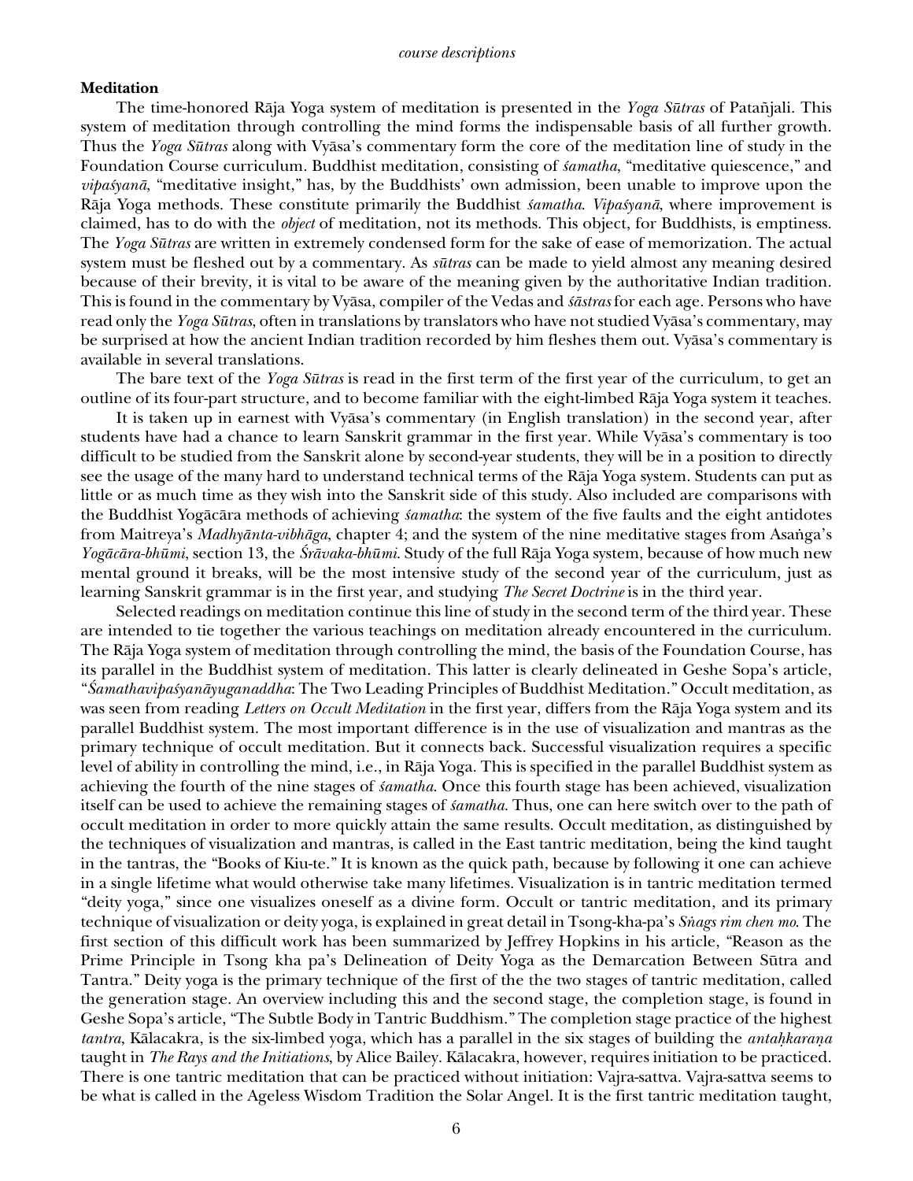**Meditation**

The time-honored Rāja Yoga system of meditation is presented in the *Yoga Sūtras* of Patañjali. This system of meditation through controlling the mind forms the indispensable basis of all further growth. Thus the *Yoga Sūtras* along with Vyāsa's commentary form the core of the meditation line of study in the Foundation Course curriculum. Buddhist meditation, consisting of *śamatha*, "meditative quiescence," and *vipaśyanā*, "meditative insight," has, by the Buddhists' own admission, been unable to improve upon the Rāja Yoga methods. These constitute primarily the Buddhist *śamatha*. *Vipaśyanā*, where improvement is claimed, has to do with the *object* of meditation, not its methods. This object, for Buddhists, is emptiness. The *Yoga Sūtras* are written in extremely condensed form for the sake of ease of memorization. The actual system must be fleshed out by a commentary. As *sūtras* can be made to yield almost any meaning desired because of their brevity, it is vital to be aware of the meaning given by the authoritative Indian tradition. This is found in the commentary by Vyāsa, compiler of the Vedas and *śāstras* for each age. Persons who have read only the *Yoga Sūtras*, often in translations by translators who have not studied Vyāsa's commentary, may be surprised at how the ancient Indian tradition recorded by him fleshes them out. Vyāsa's commentary is available in several translations.

The bare text of the *Yoga Sūtras* is read in the first term of the first year of the curriculum, to get an outline of its four-part structure, and to become familiar with the eight-limbed Rāja Yoga system it teaches.

It is taken up in earnest with Vyāsa's commentary (in English translation) in the second year, after students have had a chance to learn Sanskrit grammar in the first year. While Vyāsa's commentary is too difficult to be studied from the Sanskrit alone by second-year students, they will be in a position to directly see the usage of the many hard to understand technical terms of the Rāja Yoga system. Students can put as little or as much time as they wish into the Sanskrit side of this study. Also included are comparisons with the Buddhist Yogācāra methods of achieving *śamatha*: the system of the five faults and the eight antidotes from Maitreya's *Madhyānta-vibhāga*, chapter 4; and the system of the nine meditative stages from Asaṅga's *Yogācāra-bhūmi*, section 13, the *Śrāvaka-bhūmi*. Study of the full Rāja Yoga system, because of how much new mental ground it breaks, will be the most intensive study of the second year of the curriculum, just as learning Sanskrit grammar is in the first year, and studying *The Secret Doctrine* is in the third year.

Selected readings on meditation continue this line of study in the second term of the third year. These are intended to tie together the various teachings on meditation already encountered in the curriculum. The Rāja Yoga system of meditation through controlling the mind, the basis of the Foundation Course, has its parallel in the Buddhist system of meditation. This latter is clearly delineated in Geshe Sopa's article, "*Śamathavipaśyanāyuganaddha*: The Two Leading Principles of Buddhist Meditation." Occult meditation, as was seen from reading *Letters on Occult Meditation* in the first year, differs from the Rāja Yoga system and its parallel Buddhist system. The most important difference is in the use of visualization and mantras as the primary technique of occult meditation. But it connects back. Successful visualization requires a specific level of ability in controlling the mind, i.e., in Rāja Yoga. This is specified in the parallel Buddhist system as achieving the fourth of the nine stages of *śamatha*. Once this fourth stage has been achieved, visualization itself can be used to achieve the remaining stages of *śamatha*. Thus, one can here switch over to the path of occult meditation in order to more quickly attain the same results. Occult meditation, as distinguished by the techniques of visualization and mantras, is called in the East tantric meditation, being the kind taught in the tantras, the "Books of Kiu-te." It is known as the quick path, because by following it one can achieve in a single lifetime what would otherwise take many lifetimes. Visualization is in tantric meditation termed "deity yoga," since one visualizes oneself as a divine form. Occult or tantric meditation, and its primary technique of visualization or deity yoga, is explained in great detail in Tsong-kha-pa's *Sṅags rim chen mo*. The first section of this difficult work has been summarized by Jeffrey Hopkins in his article, "Reason as the Prime Principle in Tsong kha pa's Delineation of Deity Yoga as the Demarcation Between Sūtra and Tantra." Deity yoga is the primary technique of the first of the the two stages of tantric meditation, called the generation stage. An overview including this and the second stage, the completion stage, is found in Geshe Sopa's article, "The Subtle Body in Tantric Buddhism." The completion stage practice of the highest *tantra*, Kālacakra, is the six-limbed yoga, which has a parallel in the six stages of building the *antaḥkaraṇa* taught in *The Rays and the Initiations*, by Alice Bailey. Kālacakra, however, requires initiation to be practiced. There is one tantric meditation that can be practiced without initiation: Vajra-sattva. Vajra-sattva seems to be what is called in the Ageless Wisdom Tradition the Solar Angel. It is the first tantric meditation taught,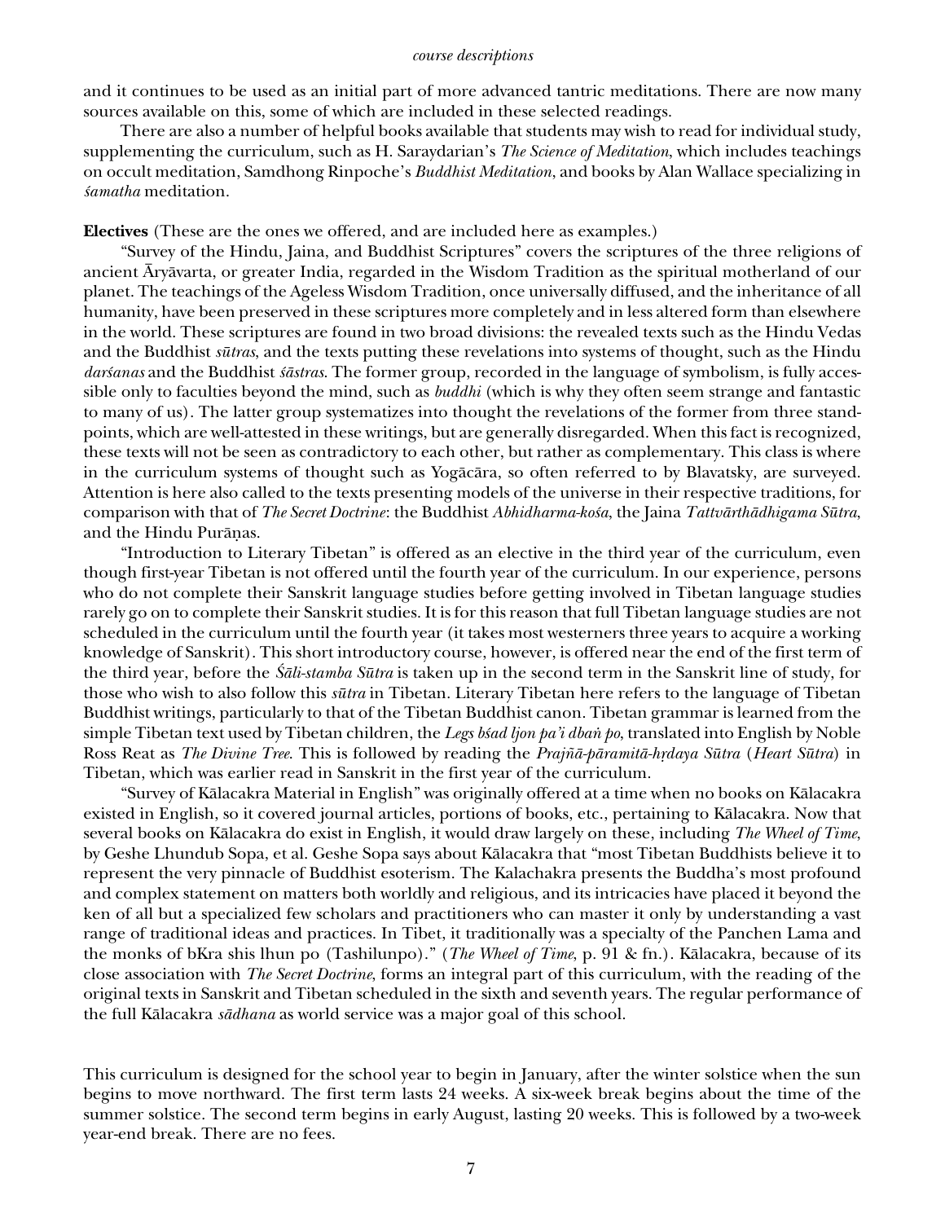and it continues to be used as an initial part of more advanced tantric meditations. There are now many sources available on this, some of which are included in these selected readings.

There are also a number of helpful books available that students may wish to read for individual study, supplementing the curriculum, such as H. Saraydarian's *The Science of Meditation*, which includes teachings on occult meditation, Samdhong Rinpoche's *Buddhist Meditation*, and books by Alan Wallace specializing in *śamatha* meditation.

**Electives** (These are the ones we offered, and are included here as examples.)

"Survey of the Hindu, Jaina, and Buddhist Scriptures" covers the scriptures of the three religions of ancient Āryāvarta, or greater India, regarded in the Wisdom Tradition as the spiritual motherland of our planet. The teachings of the Ageless Wisdom Tradition, once universally diffused, and the inheritance of all humanity, have been preserved in these scriptures more completely and in less altered form than elsewhere in the world. These scriptures are found in two broad divisions: the revealed texts such as the Hindu Vedas and the Buddhist *sūtras*, and the texts putting these revelations into systems of thought, such as the Hindu *darśanas* and the Buddhist *śāstras*. The former group, recorded in the language of symbolism, is fully accessible only to faculties beyond the mind, such as *buddhi* (which is why they often seem strange and fantastic to many of us). The latter group systematizes into thought the revelations of the former from three standpoints, which are well-attested in these writings, but are generally disregarded. When this fact is recognized, these texts will not be seen as contradictory to each other, but rather as complementary. This class is where in the curriculum systems of thought such as Yogācāra, so often referred to by Blavatsky, are surveyed. Attention is here also called to the texts presenting models of the universe in their respective traditions, for comparison with that of *The Secret Doctrine*: the Buddhist *Abhidharma-kośa*, the Jaina *Tattvārthādhigama Sūtra*, and the Hindu Purāṇas.

"Introduction to Literary Tibetan" is offered as an elective in the third year of the curriculum, even though first-year Tibetan is not offered until the fourth year of the curriculum. In our experience, persons who do not complete their Sanskrit language studies before getting involved in Tibetan language studies rarely go on to complete their Sanskrit studies. It is for this reason that full Tibetan language studies are not scheduled in the curriculum until the fourth year (it takes most westerners three years to acquire a working knowledge of Sanskrit). This short introductory course, however, is offered near the end of the first term of the third year, before the *Śāli-stamba Sūtra* is taken up in the second term in the Sanskrit line of study, for those who wish to also follow this *sūtra* in Tibetan. Literary Tibetan here refers to the language of Tibetan Buddhist writings, particularly to that of the Tibetan Buddhist canon. Tibetan grammar is learned from the simple Tibetan text used by Tibetan children, the *Legs bśad ljon pa'i dbaṅ po*, translated into English by Noble Ross Reat as *The Divine Tree*. This is followed by reading the *Prajñā-pāramitā-hṛdaya Sūtra* (*Heart Sūtra*) in Tibetan, which was earlier read in Sanskrit in the first year of the curriculum.

"Survey of Kālacakra Material in English" was originally offered at a time when no books on Kālacakra existed in English, so it covered journal articles, portions of books, etc., pertaining to Kālacakra. Now that several books on Kālacakra do exist in English, it would draw largely on these, including *The Wheel of Time*, by Geshe Lhundub Sopa, et al. Geshe Sopa says about Kālacakra that "most Tibetan Buddhists believe it to represent the very pinnacle of Buddhist esoterism. The Kalachakra presents the Buddha's most profound and complex statement on matters both worldly and religious, and its intricacies have placed it beyond the ken of all but a specialized few scholars and practitioners who can master it only by understanding a vast range of traditional ideas and practices. In Tibet, it traditionally was a specialty of the Panchen Lama and the monks of bKra shis lhun po (Tashilunpo)." (*The Wheel of Time*, p. 91 & fn.). Kālacakra, because of its close association with *The Secret Doctrine*, forms an integral part of this curriculum, with the reading of the original texts in Sanskrit and Tibetan scheduled in the sixth and seventh years. The regular performance of the full Kālacakra *sādhana* as world service was a major goal of this school.

This curriculum is designed for the school year to begin in January, after the winter solstice when the sun begins to move northward. The first term lasts 24 weeks. A six-week break begins about the time of the summer solstice. The second term begins in early August, lasting 20 weeks. This is followed by a two-week year-end break. There are no fees.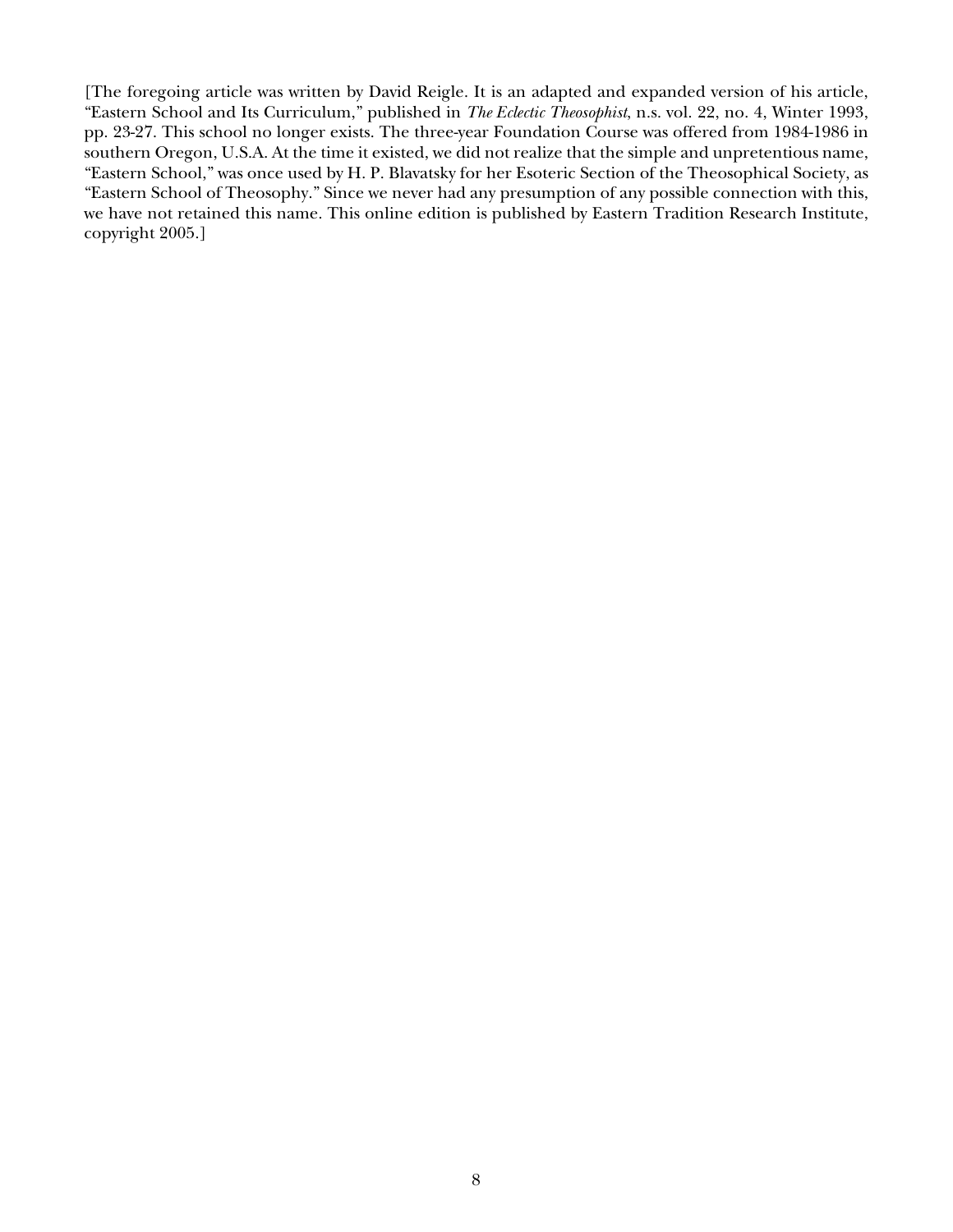[The foregoing article was written by David Reigle. It is an adapted and expanded version of his article, “Eastern School and Its Curriculum,” published in *The Eclectic Theosophist*, n.s. vol. 22, no. 4, Winter 1993, pp. 23-27. This school no longer exists. The three-year Foundation Course was offered from 1984-1986 in southern Oregon, U.S.A. At the time it existed, we did not realize that the simple and unpretentious name, “Eastern School,” was once used by H. P. Blavatsky for her Esoteric Section of the Theosophical Society, as “Eastern School of Theosophy.” Since we never had any presumption of any possible connection with this, we have not retained this name. This online edition is published by Eastern Tradition Research Institute, copyright 2005.]